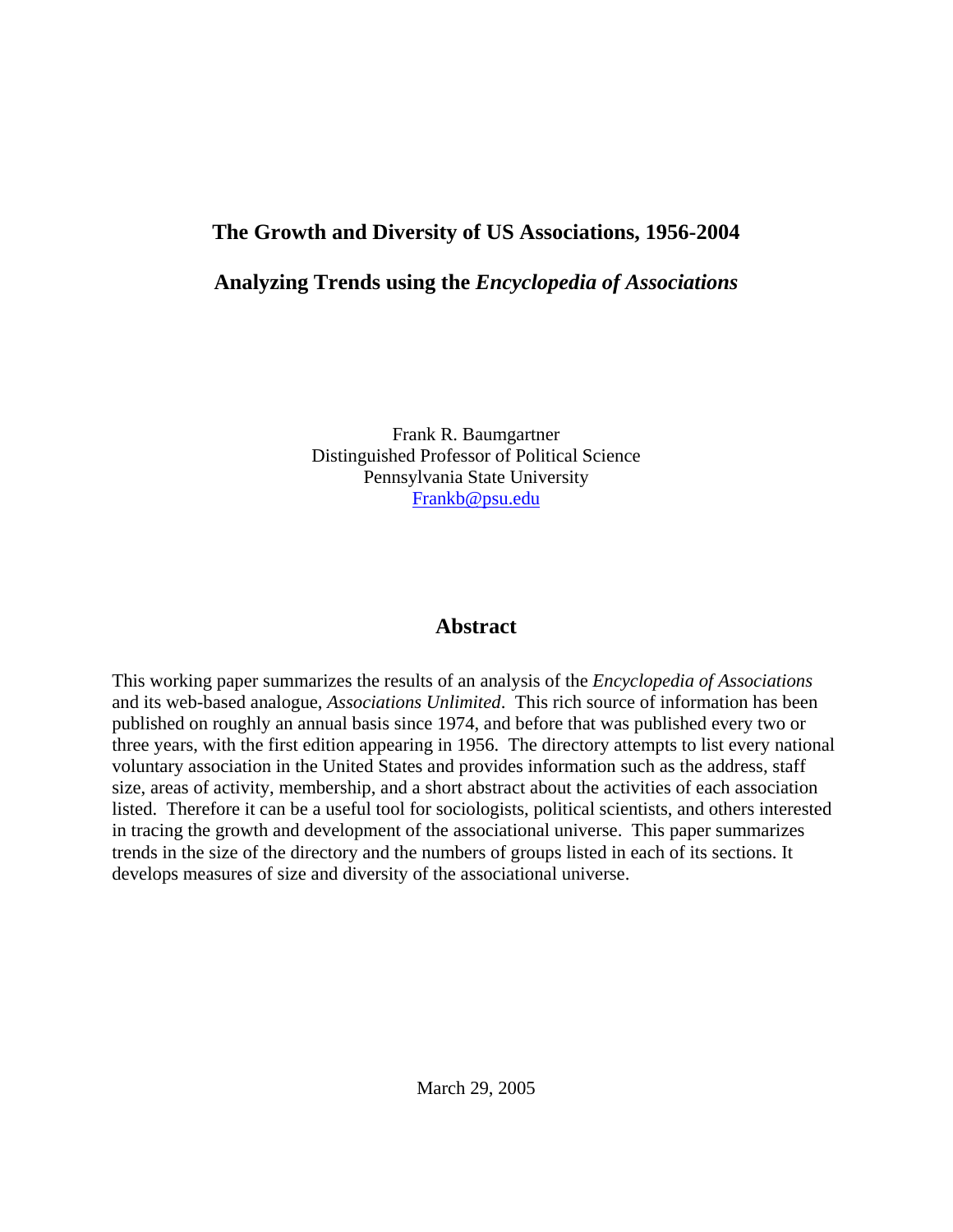# The Growth and Diversity of US Associations, 1956-2004

## Analyzing Trends using the *Encyclopedia of Associations*

Frank R. Baumgartner
Distinguished Professor of Political Science
Pennsylvania State University
Frankb@psu.edu

## Abstract

This working paper summarizes the results of an analysis of the *Encyclopedia of Associations* and its web-based analogue, *Associations Unlimited*. This rich source of information has been published on roughly an annual basis since 1974, and before that was published every two or three years, with the first edition appearing in 1956. The directory attempts to list every national voluntary association in the United States and provides information such as the address, staff size, areas of activity, membership, and a short abstract about the activities of each association listed. Therefore it can be a useful tool for sociologists, political scientists, and others interested in tracing the growth and development of the associational universe. This paper summarizes trends in the size of the directory and the numbers of groups listed in each of its sections. It develops measures of size and diversity of the associational universe.

March 29, 2005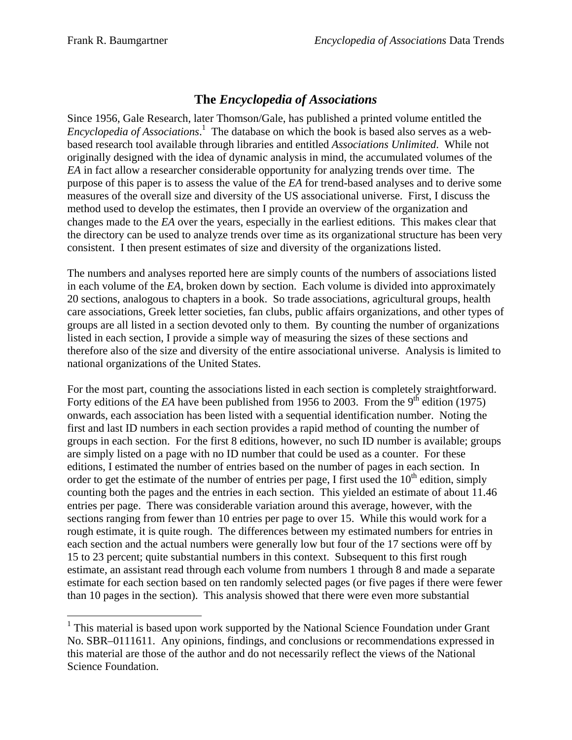# The *Encyclopedia of Associations*

Since 1956, Gale Research, later Thomson/Gale, has published a printed volume entitled the *Encyclopedia of Associations*.[1] The database on which the book is based also serves as a web-based research tool available through libraries and entitled *Associations Unlimited*. While not originally designed with the idea of dynamic analysis in mind, the accumulated volumes of the *EA* in fact allow a researcher considerable opportunity for analyzing trends over time. The purpose of this paper is to assess the value of the *EA* for trend-based analyses and to derive some measures of the overall size and diversity of the US associational universe. First, I discuss the method used to develop the estimates, then I provide an overview of the organization and changes made to the *EA* over the years, especially in the earliest editions. This makes clear that the directory can be used to analyze trends over time as its organizational structure has been very consistent. I then present estimates of size and diversity of the organizations listed.

The numbers and analyses reported here are simply counts of the numbers of associations listed in each volume of the *EA*, broken down by section. Each volume is divided into approximately 20 sections, analogous to chapters in a book. So trade associations, agricultural groups, health care associations, Greek letter societies, fan clubs, public affairs organizations, and other types of groups are all listed in a section devoted only to them. By counting the number of organizations listed in each section, I provide a simple way of measuring the sizes of these sections and therefore also of the size and diversity of the entire associational universe. Analysis is limited to national organizations of the United States.

For the most part, counting the associations listed in each section is completely straightforward. Forty editions of the *EA* have been published from 1956 to 2003. From the 9th edition (1975) onwards, each association has been listed with a sequential identification number. Noting the first and last ID numbers in each section provides a rapid method of counting the number of groups in each section. For the first 8 editions, however, no such ID number is available; groups are simply listed on a page with no ID number that could be used as a counter. For these editions, I estimated the number of entries based on the number of pages in each section. In order to get the estimate of the number of entries per page, I first used the 10th edition, simply counting both the pages and the entries in each section. This yielded an estimate of about 11.46 entries per page. There was considerable variation around this average, however, with the sections ranging from fewer than 10 entries per page to over 15. While this would work for a rough estimate, it is quite rough. The differences between my estimated numbers for entries in each section and the actual numbers were generally low but four of the 17 sections were off by 15 to 23 percent; quite substantial numbers in this context. Subsequent to this first rough estimate, an assistant read through each volume from numbers 1 through 8 and made a separate estimate for each section based on ten randomly selected pages (or five pages if there were fewer than 10 pages in the section). This analysis showed that there were even more substantial

---

[1] This material is based upon work supported by the National Science Foundation under Grant No. SBR–0111611. Any opinions, findings, and conclusions or recommendations expressed in this material are those of the author and do not necessarily reflect the views of the National Science Foundation.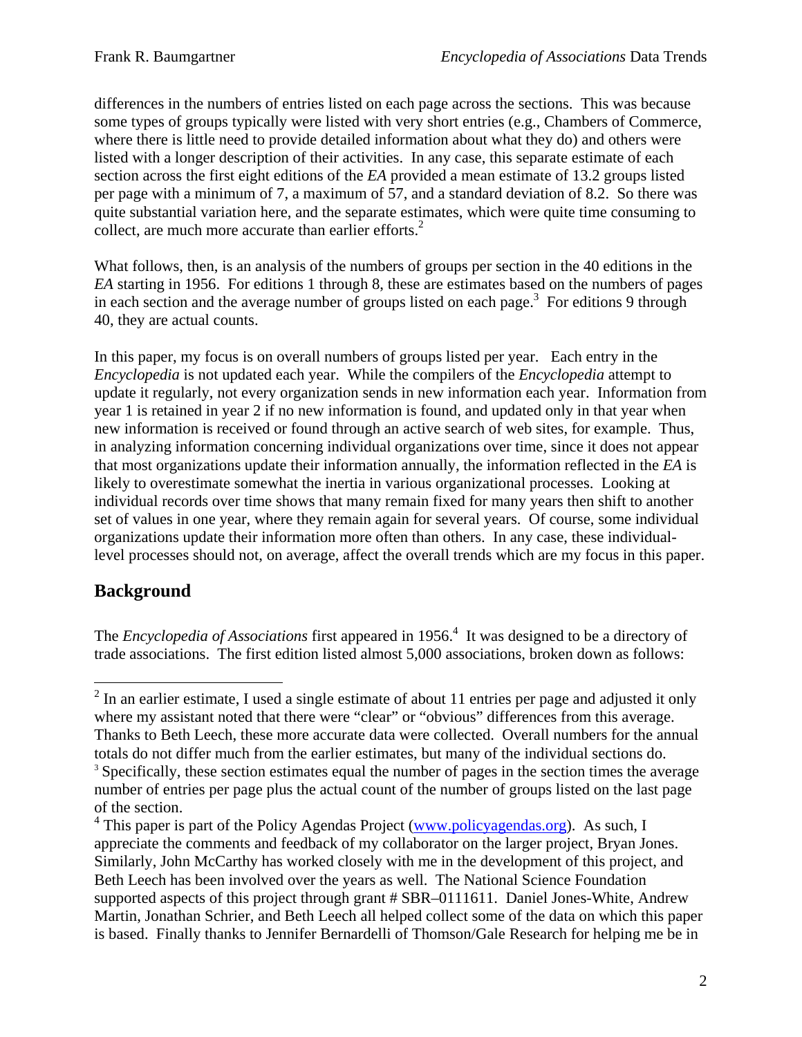differences in the numbers of entries listed on each page across the sections. This was because some types of groups typically were listed with very short entries (e.g., Chambers of Commerce, where there is little need to provide detailed information about what they do) and others were listed with a longer description of their activities. In any case, this separate estimate of each section across the first eight editions of the *EA* provided a mean estimate of 13.2 groups listed per page with a minimum of 7, a maximum of 57, and a standard deviation of 8.2. So there was quite substantial variation here, and the separate estimates, which were quite time consuming to collect, are much more accurate than earlier efforts.[2]

What follows, then, is an analysis of the numbers of groups per section in the 40 editions in the *EA* starting in 1956. For editions 1 through 8, these are estimates based on the numbers of pages in each section and the average number of groups listed on each page.[3] For editions 9 through 40, they are actual counts.

In this paper, my focus is on overall numbers of groups listed per year. Each entry in the *Encyclopedia* is not updated each year. While the compilers of the *Encyclopedia* attempt to update it regularly, not every organization sends in new information each year. Information from year 1 is retained in year 2 if no new information is found, and updated only in that year when new information is received or found through an active search of web sites, for example. Thus, in analyzing information concerning individual organizations over time, since it does not appear that most organizations update their information annually, the information reflected in the *EA* is likely to overestimate somewhat the inertia in various organizational processes. Looking at individual records over time shows that many remain fixed for many years then shift to another set of values in one year, where they remain again for several years. Of course, some individual organizations update their information more often than others. In any case, these individual-level processes should not, on average, affect the overall trends which are my focus in this paper.

## Background

The *Encyclopedia of Associations* first appeared in 1956.[4] It was designed to be a directory of trade associations. The first edition listed almost 5,000 associations, broken down as follows:

---

[2] In an earlier estimate, I used a single estimate of about 11 entries per page and adjusted it only where my assistant noted that there were "clear" or "obvious" differences from this average. Thanks to Beth Leech, these more accurate data were collected. Overall numbers for the annual totals do not differ much from the earlier estimates, but many of the individual sections do.

[3] Specifically, these section estimates equal the number of pages in the section times the average number of entries per page plus the actual count of the number of groups listed on the last page of the section.

[4] This paper is part of the Policy Agendas Project (www.policyagendas.org). As such, I appreciate the comments and feedback of my collaborator on the larger project, Bryan Jones. Similarly, John McCarthy has worked closely with me in the development of this project, and Beth Leech has been involved over the years as well. The National Science Foundation supported aspects of this project through grant # SBR–0111611. Daniel Jones-White, Andrew Martin, Jonathan Schrier, and Beth Leech all helped collect some of the data on which this paper is based. Finally thanks to Jennifer Bernardelli of Thomson/Gale Research for helping me be in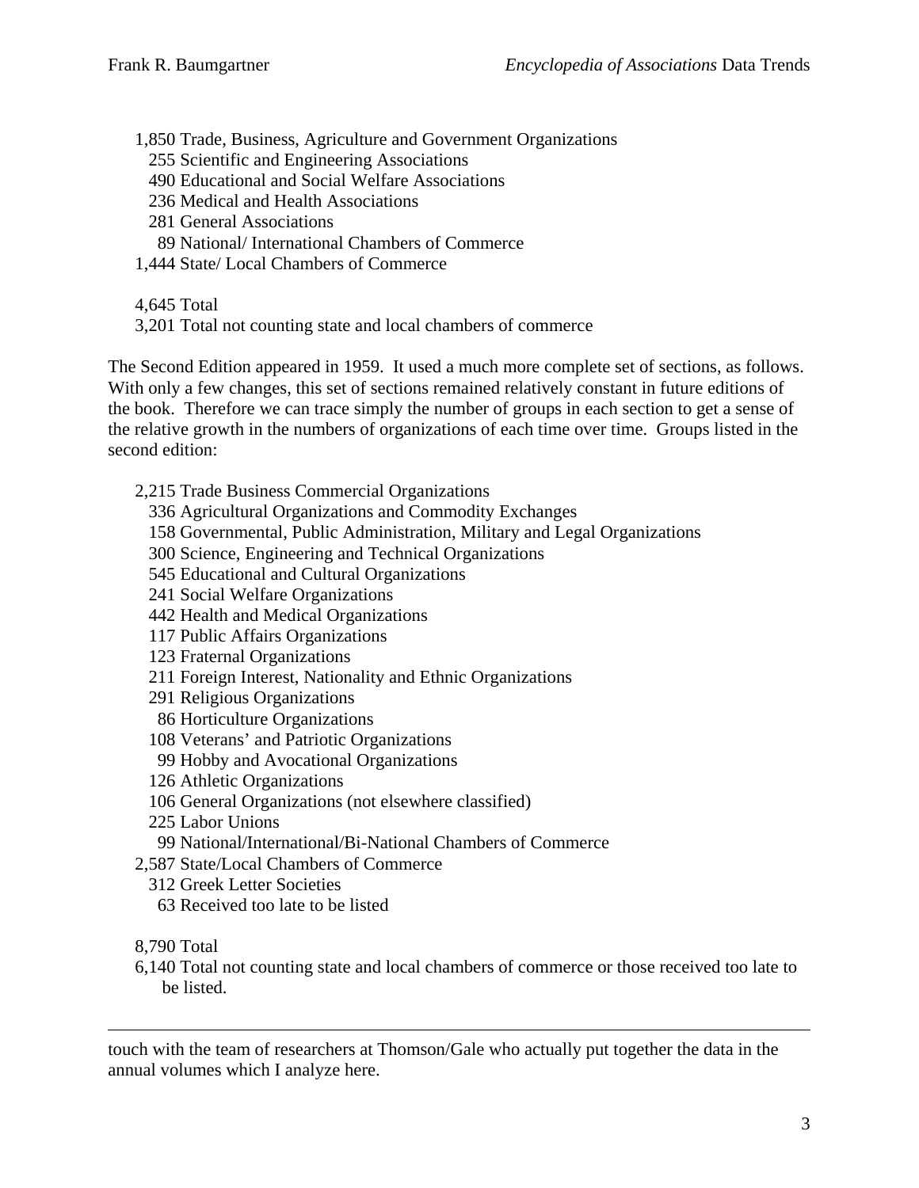1,850 Trade, Business, Agriculture and Government Organizations
255 Scientific and Engineering Associations
490 Educational and Social Welfare Associations
236 Medical and Health Associations
281 General Associations
89 National/ International Chambers of Commerce
1,444 State/ Local Chambers of Commerce

4,645 Total
3,201 Total not counting state and local chambers of commerce

The Second Edition appeared in 1959. It used a much more complete set of sections, as follows. With only a few changes, this set of sections remained relatively constant in future editions of the book. Therefore we can trace simply the number of groups in each section to get a sense of the relative growth in the numbers of organizations of each time over time. Groups listed in the second edition:

2,215 Trade Business Commercial Organizations
336 Agricultural Organizations and Commodity Exchanges
158 Governmental, Public Administration, Military and Legal Organizations
300 Science, Engineering and Technical Organizations
545 Educational and Cultural Organizations
241 Social Welfare Organizations
442 Health and Medical Organizations
117 Public Affairs Organizations
123 Fraternal Organizations
211 Foreign Interest, Nationality and Ethnic Organizations
291 Religious Organizations
86 Horticulture Organizations
108 Veterans' and Patriotic Organizations
99 Hobby and Avocational Organizations
126 Athletic Organizations
106 General Organizations (not elsewhere classified)
225 Labor Unions
99 National/International/Bi-National Chambers of Commerce
2,587 State/Local Chambers of Commerce
312 Greek Letter Societies
63 Received too late to be listed

8,790 Total
6,140 Total not counting state and local chambers of commerce or those received too late to be listed.

---

touch with the team of researchers at Thomson/Gale who actually put together the data in the annual volumes which I analyze here.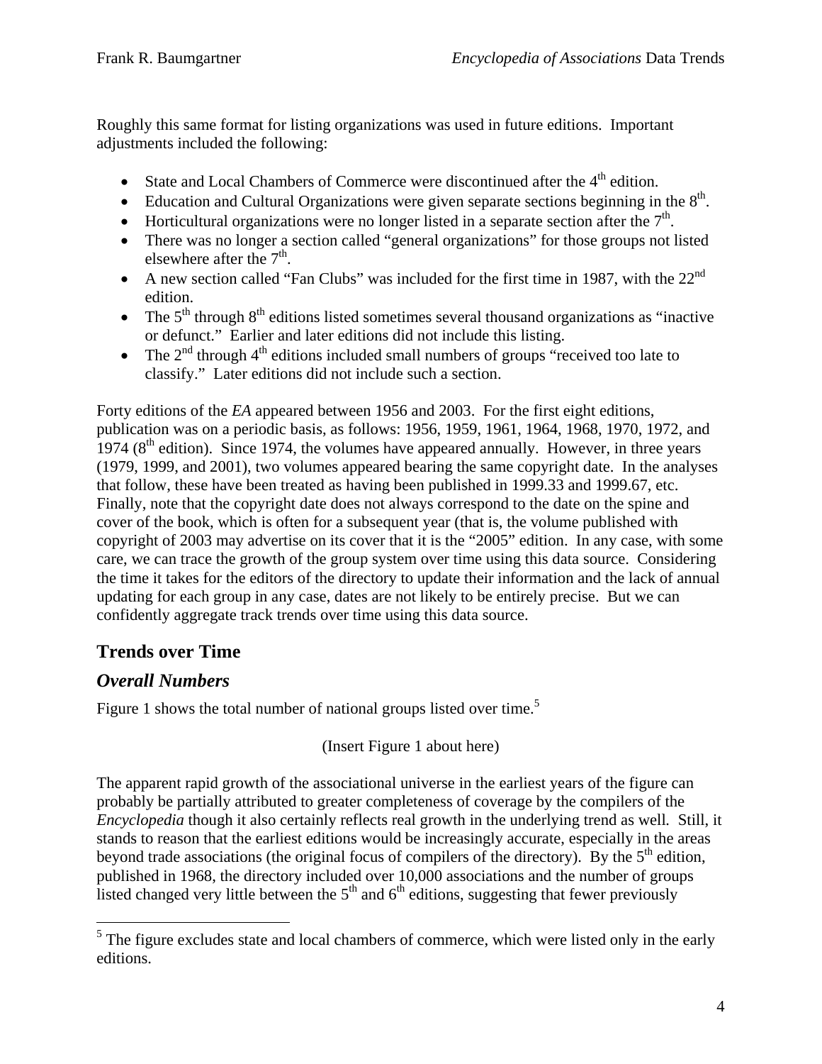Roughly this same format for listing organizations was used in future editions. Important adjustments included the following:

- State and Local Chambers of Commerce were discontinued after the 4th edition.
- Education and Cultural Organizations were given separate sections beginning in the 8th.
- Horticultural organizations were no longer listed in a separate section after the 7th.
- There was no longer a section called "general organizations" for those groups not listed elsewhere after the 7th.
- A new section called "Fan Clubs" was included for the first time in 1987, with the 22nd edition.
- The 5th through 8th editions listed sometimes several thousand organizations as "inactive or defunct." Earlier and later editions did not include this listing.
- The 2nd through 4th editions included small numbers of groups "received too late to classify." Later editions did not include such a section.

Forty editions of the *EA* appeared between 1956 and 2003. For the first eight editions, publication was on a periodic basis, as follows: 1956, 1959, 1961, 1964, 1968, 1970, 1972, and 1974 (8th edition). Since 1974, the volumes have appeared annually. However, in three years (1979, 1999, and 2001), two volumes appeared bearing the same copyright date. In the analyses that follow, these have been treated as having been published in 1999.33 and 1999.67, etc. Finally, note that the copyright date does not always correspond to the date on the spine and cover of the book, which is often for a subsequent year (that is, the volume published with copyright of 2003 may advertise on its cover that it is the "2005" edition. In any case, with some care, we can trace the growth of the group system over time using this data source. Considering the time it takes for the editors of the directory to update their information and the lack of annual updating for each group in any case, dates are not likely to be entirely precise. But we can confidently aggregate track trends over time using this data source.

## Trends over Time

### *Overall Numbers*

Figure 1 shows the total number of national groups listed over time.[5]

(Insert Figure 1 about here)

The apparent rapid growth of the associational universe in the earliest years of the figure can probably be partially attributed to greater completeness of coverage by the compilers of the *Encyclopedia* though it also certainly reflects real growth in the underlying trend as well. Still, it stands to reason that the earliest editions would be increasingly accurate, especially in the areas beyond trade associations (the original focus of compilers of the directory). By the 5th edition, published in 1968, the directory included over 10,000 associations and the number of groups listed changed very little between the 5th and 6th editions, suggesting that fewer previously

[5] The figure excludes state and local chambers of commerce, which were listed only in the early editions.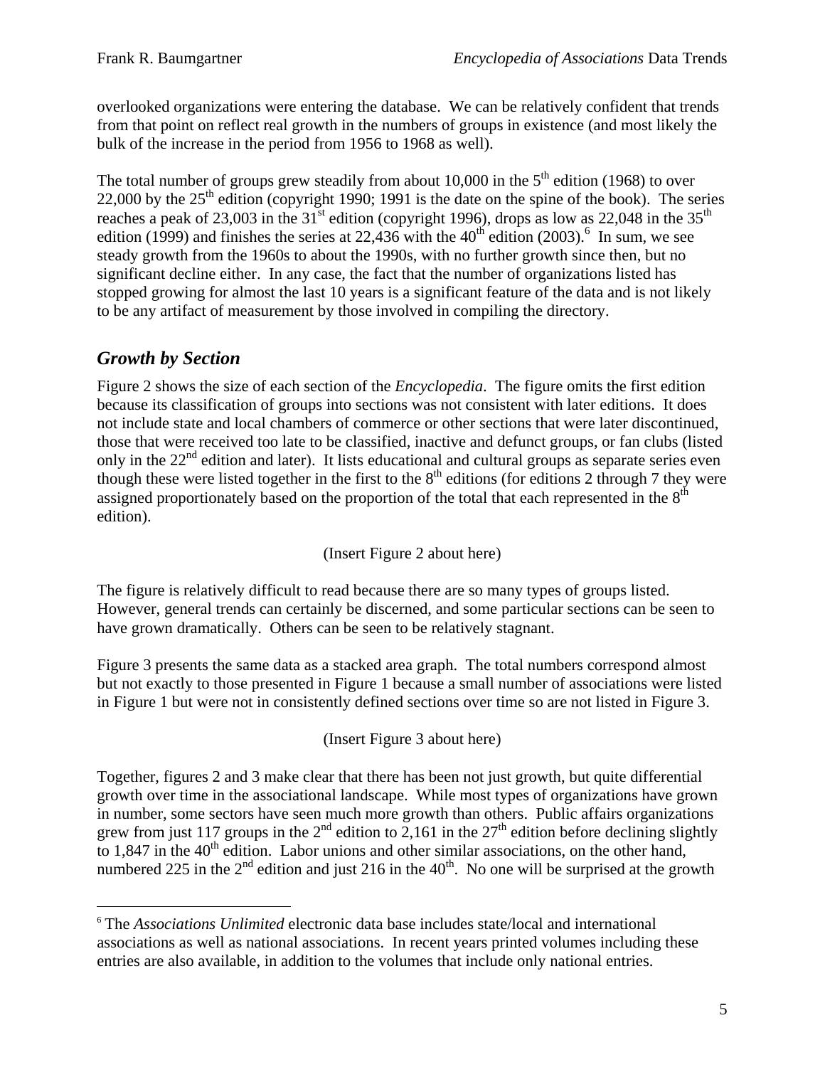overlooked organizations were entering the database. We can be relatively confident that trends from that point on reflect real growth in the numbers of groups in existence (and most likely the bulk of the increase in the period from 1956 to 1968 as well).

The total number of groups grew steadily from about 10,000 in the 5th edition (1968) to over 22,000 by the 25th edition (copyright 1990; 1991 is the date on the spine of the book). The series reaches a peak of 23,003 in the 31st edition (copyright 1996), drops as low as 22,048 in the 35th edition (1999) and finishes the series at 22,436 with the 40th edition (2003).[6] In sum, we see steady growth from the 1960s to about the 1990s, with no further growth since then, but no significant decline either. In any case, the fact that the number of organizations listed has stopped growing for almost the last 10 years is a significant feature of the data and is not likely to be any artifact of measurement by those involved in compiling the directory.

## *Growth by Section*

Figure 2 shows the size of each section of the *Encyclopedia*. The figure omits the first edition because its classification of groups into sections was not consistent with later editions. It does not include state and local chambers of commerce or other sections that were later discontinued, those that were received too late to be classified, inactive and defunct groups, or fan clubs (listed only in the 22nd edition and later). It lists educational and cultural groups as separate series even though these were listed together in the first to the 8th editions (for editions 2 through 7 they were assigned proportionately based on the proportion of the total that each represented in the 8th edition).

(Insert Figure 2 about here)

The figure is relatively difficult to read because there are so many types of groups listed. However, general trends can certainly be discerned, and some particular sections can be seen to have grown dramatically. Others can be seen to be relatively stagnant.

Figure 3 presents the same data as a stacked area graph. The total numbers correspond almost but not exactly to those presented in Figure 1 because a small number of associations were listed in Figure 1 but were not in consistently defined sections over time so are not listed in Figure 3.

(Insert Figure 3 about here)

Together, figures 2 and 3 make clear that there has been not just growth, but quite differential growth over time in the associational landscape. While most types of organizations have grown in number, some sectors have seen much more growth than others. Public affairs organizations grew from just 117 groups in the 2nd edition to 2,161 in the 27th edition before declining slightly to 1,847 in the 40th edition. Labor unions and other similar associations, on the other hand, numbered 225 in the 2nd edition and just 216 in the 40th. No one will be surprised at the growth

[6] The *Associations Unlimited* electronic data base includes state/local and international associations as well as national associations. In recent years printed volumes including these entries are also available, in addition to the volumes that include only national entries.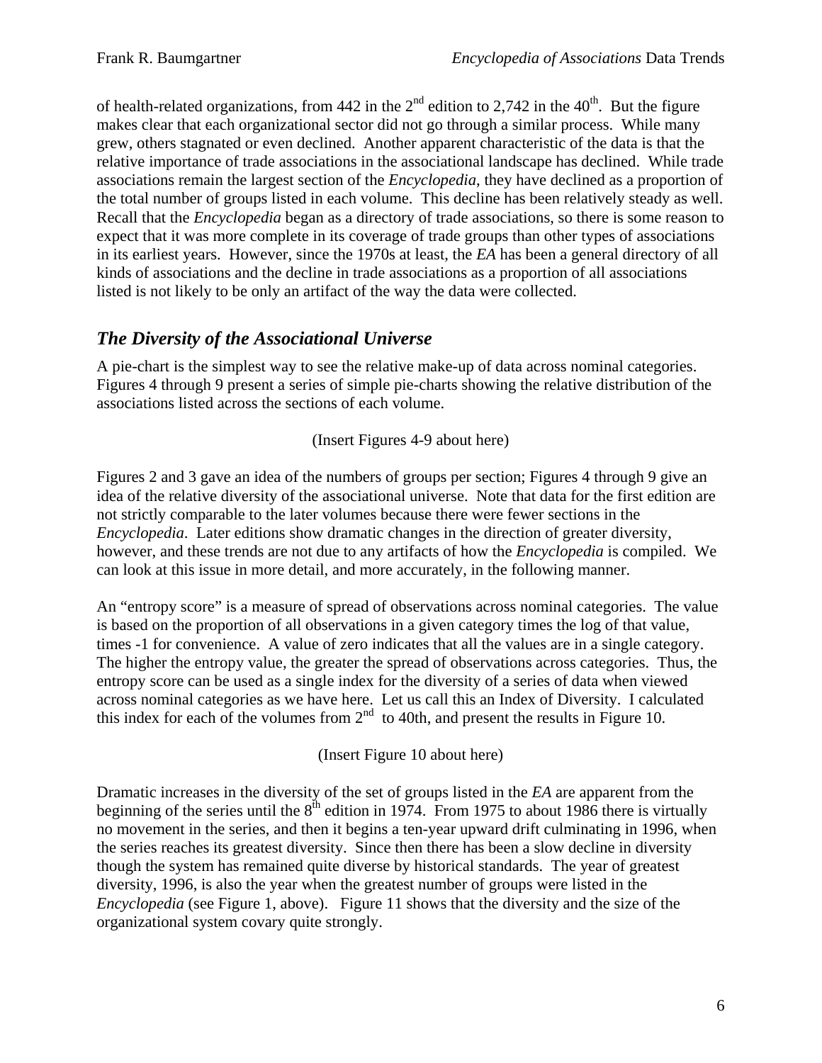of health-related organizations, from 442 in the 2nd edition to 2,742 in the 40th. But the figure makes clear that each organizational sector did not go through a similar process. While many grew, others stagnated or even declined. Another apparent characteristic of the data is that the relative importance of trade associations in the associational landscape has declined. While trade associations remain the largest section of the *Encyclopedia*, they have declined as a proportion of the total number of groups listed in each volume. This decline has been relatively steady as well. Recall that the *Encyclopedia* began as a directory of trade associations, so there is some reason to expect that it was more complete in its coverage of trade groups than other types of associations in its earliest years. However, since the 1970s at least, the *EA* has been a general directory of all kinds of associations and the decline in trade associations as a proportion of all associations listed is not likely to be only an artifact of the way the data were collected.

## *The Diversity of the Associational Universe*

A pie-chart is the simplest way to see the relative make-up of data across nominal categories. Figures 4 through 9 present a series of simple pie-charts showing the relative distribution of the associations listed across the sections of each volume.

(Insert Figures 4-9 about here)

Figures 2 and 3 gave an idea of the numbers of groups per section; Figures 4 through 9 give an idea of the relative diversity of the associational universe. Note that data for the first edition are not strictly comparable to the later volumes because there were fewer sections in the *Encyclopedia*. Later editions show dramatic changes in the direction of greater diversity, however, and these trends are not due to any artifacts of how the *Encyclopedia* is compiled. We can look at this issue in more detail, and more accurately, in the following manner.

An "entropy score" is a measure of spread of observations across nominal categories. The value is based on the proportion of all observations in a given category times the log of that value, times -1 for convenience. A value of zero indicates that all the values are in a single category. The higher the entropy value, the greater the spread of observations across categories. Thus, the entropy score can be used as a single index for the diversity of a series of data when viewed across nominal categories as we have here. Let us call this an Index of Diversity. I calculated this index for each of the volumes from 2nd to 40th, and present the results in Figure 10.

(Insert Figure 10 about here)

Dramatic increases in the diversity of the set of groups listed in the *EA* are apparent from the beginning of the series until the 8th edition in 1974. From 1975 to about 1986 there is virtually no movement in the series, and then it begins a ten-year upward drift culminating in 1996, when the series reaches its greatest diversity. Since then there has been a slow decline in diversity though the system has remained quite diverse by historical standards. The year of greatest diversity, 1996, is also the year when the greatest number of groups were listed in the *Encyclopedia* (see Figure 1, above). Figure 11 shows that the diversity and the size of the organizational system covary quite strongly.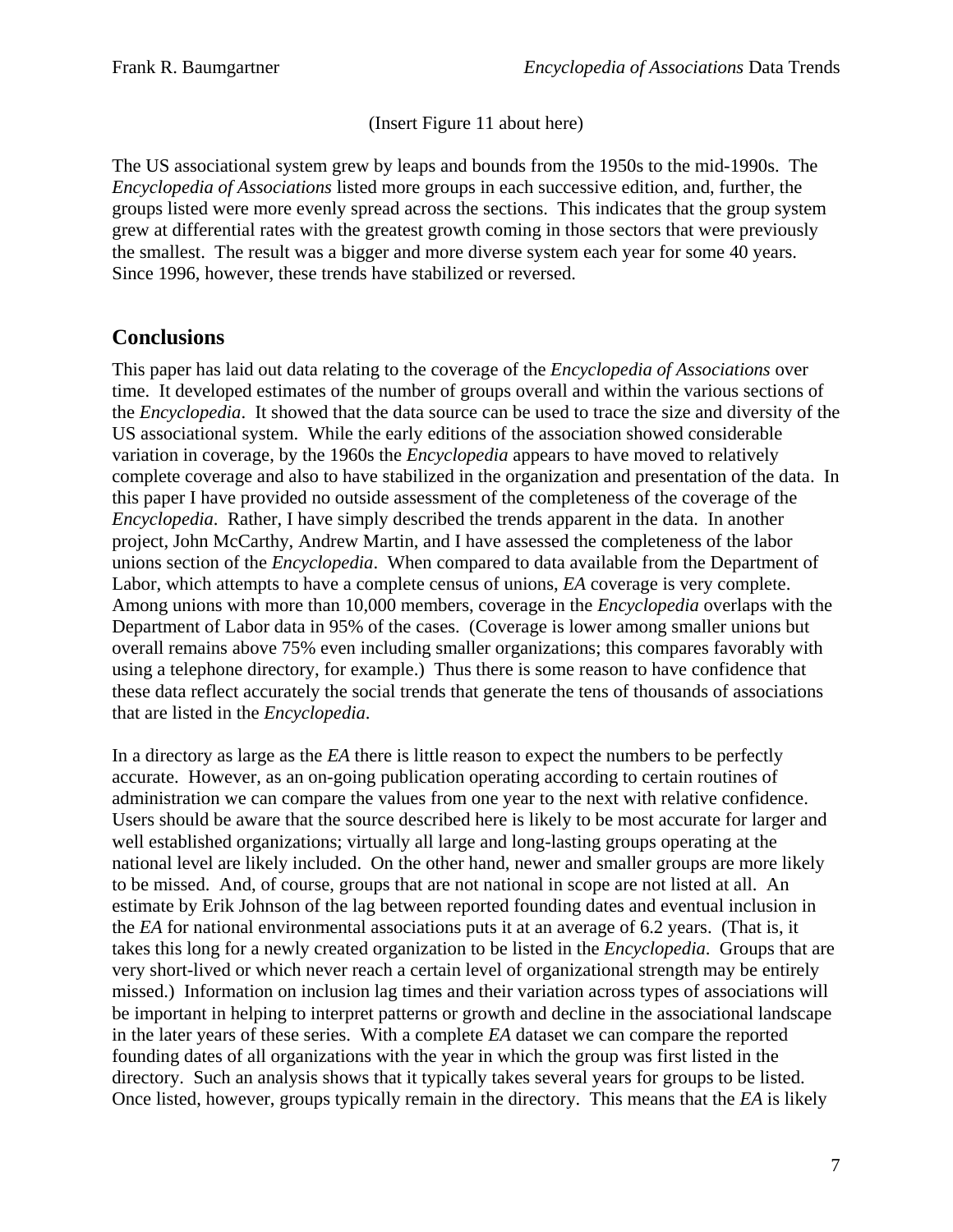(Insert Figure 11 about here)

The US associational system grew by leaps and bounds from the 1950s to the mid-1990s. The *Encyclopedia of Associations* listed more groups in each successive edition, and, further, the groups listed were more evenly spread across the sections. This indicates that the group system grew at differential rates with the greatest growth coming in those sectors that were previously the smallest. The result was a bigger and more diverse system each year for some 40 years. Since 1996, however, these trends have stabilized or reversed.

## Conclusions

This paper has laid out data relating to the coverage of the *Encyclopedia of Associations* over time. It developed estimates of the number of groups overall and within the various sections of the *Encyclopedia*. It showed that the data source can be used to trace the size and diversity of the US associational system. While the early editions of the association showed considerable variation in coverage, by the 1960s the *Encyclopedia* appears to have moved to relatively complete coverage and also to have stabilized in the organization and presentation of the data. In this paper I have provided no outside assessment of the completeness of the coverage of the *Encyclopedia*. Rather, I have simply described the trends apparent in the data. In another project, John McCarthy, Andrew Martin, and I have assessed the completeness of the labor unions section of the *Encyclopedia*. When compared to data available from the Department of Labor, which attempts to have a complete census of unions, *EA* coverage is very complete. Among unions with more than 10,000 members, coverage in the *Encyclopedia* overlaps with the Department of Labor data in 95% of the cases. (Coverage is lower among smaller unions but overall remains above 75% even including smaller organizations; this compares favorably with using a telephone directory, for example.) Thus there is some reason to have confidence that these data reflect accurately the social trends that generate the tens of thousands of associations that are listed in the *Encyclopedia*.

In a directory as large as the *EA* there is little reason to expect the numbers to be perfectly accurate. However, as an on-going publication operating according to certain routines of administration we can compare the values from one year to the next with relative confidence. Users should be aware that the source described here is likely to be most accurate for larger and well established organizations; virtually all large and long-lasting groups operating at the national level are likely included. On the other hand, newer and smaller groups are more likely to be missed. And, of course, groups that are not national in scope are not listed at all. An estimate by Erik Johnson of the lag between reported founding dates and eventual inclusion in the *EA* for national environmental associations puts it at an average of 6.2 years. (That is, it takes this long for a newly created organization to be listed in the *Encyclopedia*. Groups that are very short-lived or which never reach a certain level of organizational strength may be entirely missed.) Information on inclusion lag times and their variation across types of associations will be important in helping to interpret patterns or growth and decline in the associational landscape in the later years of these series. With a complete *EA* dataset we can compare the reported founding dates of all organizations with the year in which the group was first listed in the directory. Such an analysis shows that it typically takes several years for groups to be listed. Once listed, however, groups typically remain in the directory. This means that the *EA* is likely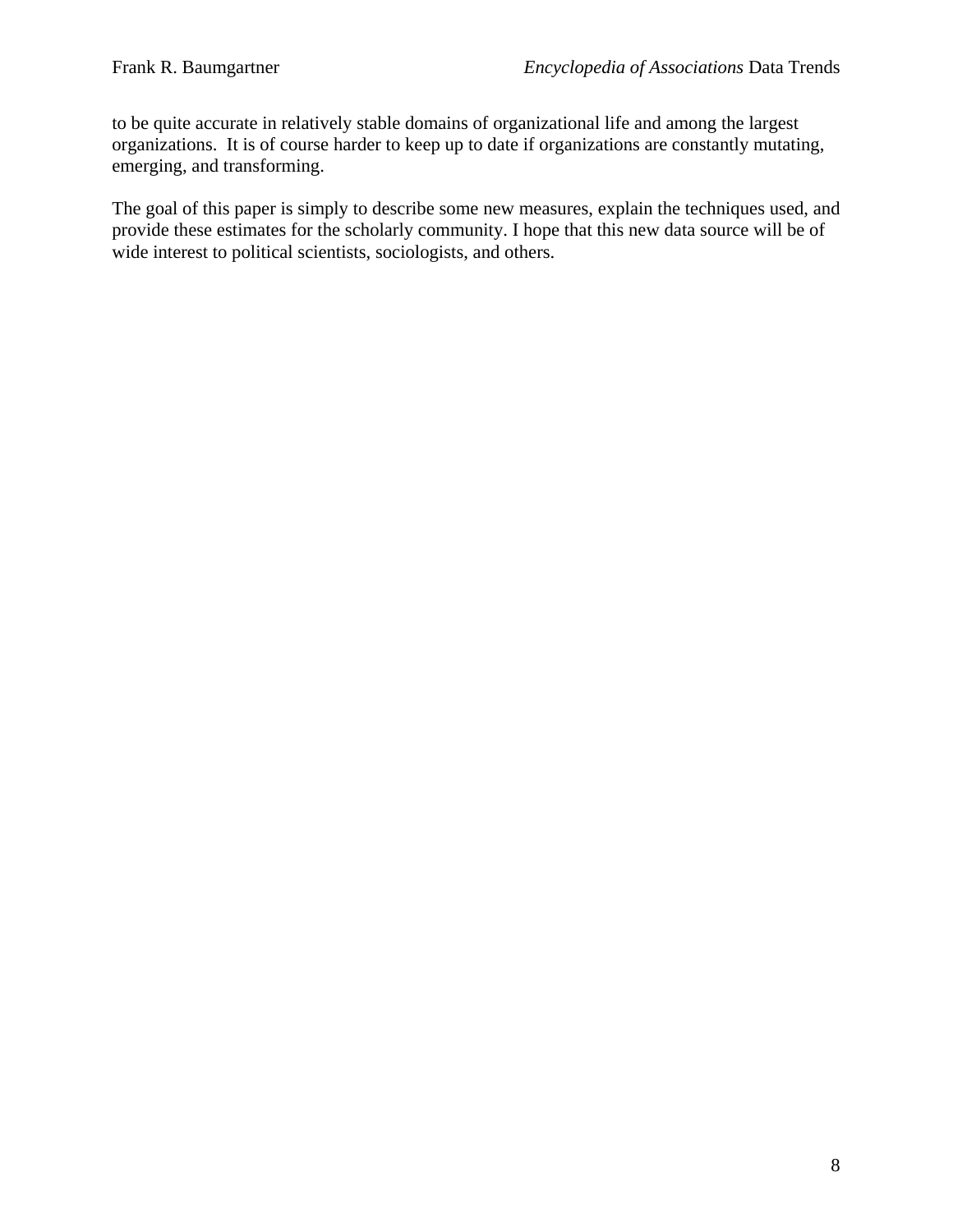to be quite accurate in relatively stable domains of organizational life and among the largest organizations. It is of course harder to keep up to date if organizations are constantly mutating, emerging, and transforming.

The goal of this paper is simply to describe some new measures, explain the techniques used, and provide these estimates for the scholarly community. I hope that this new data source will be of wide interest to political scientists, sociologists, and others.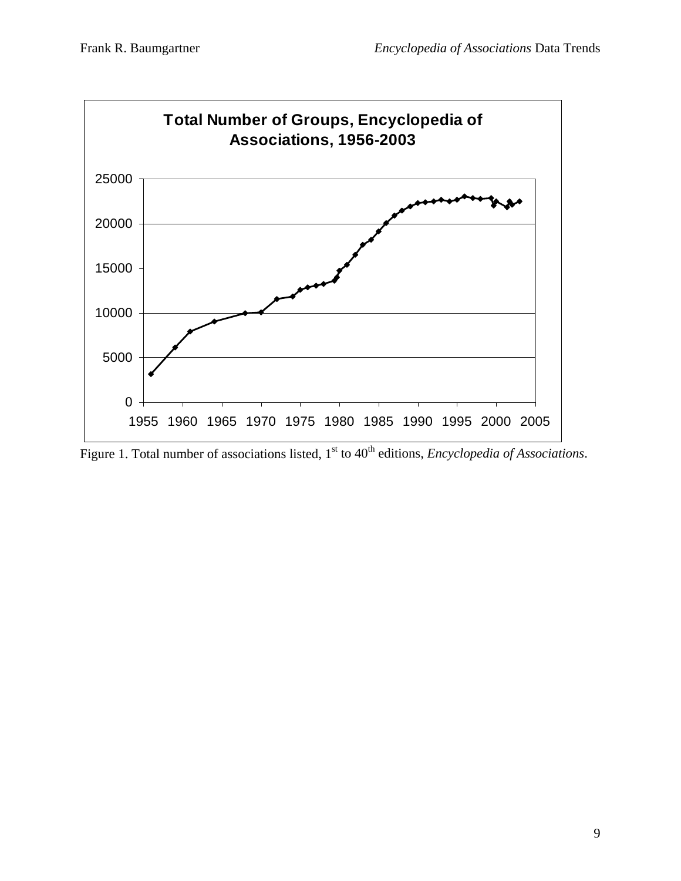Figure 1. Total number of associations listed, 1st to 40th editions, *Encyclopedia of Associations*.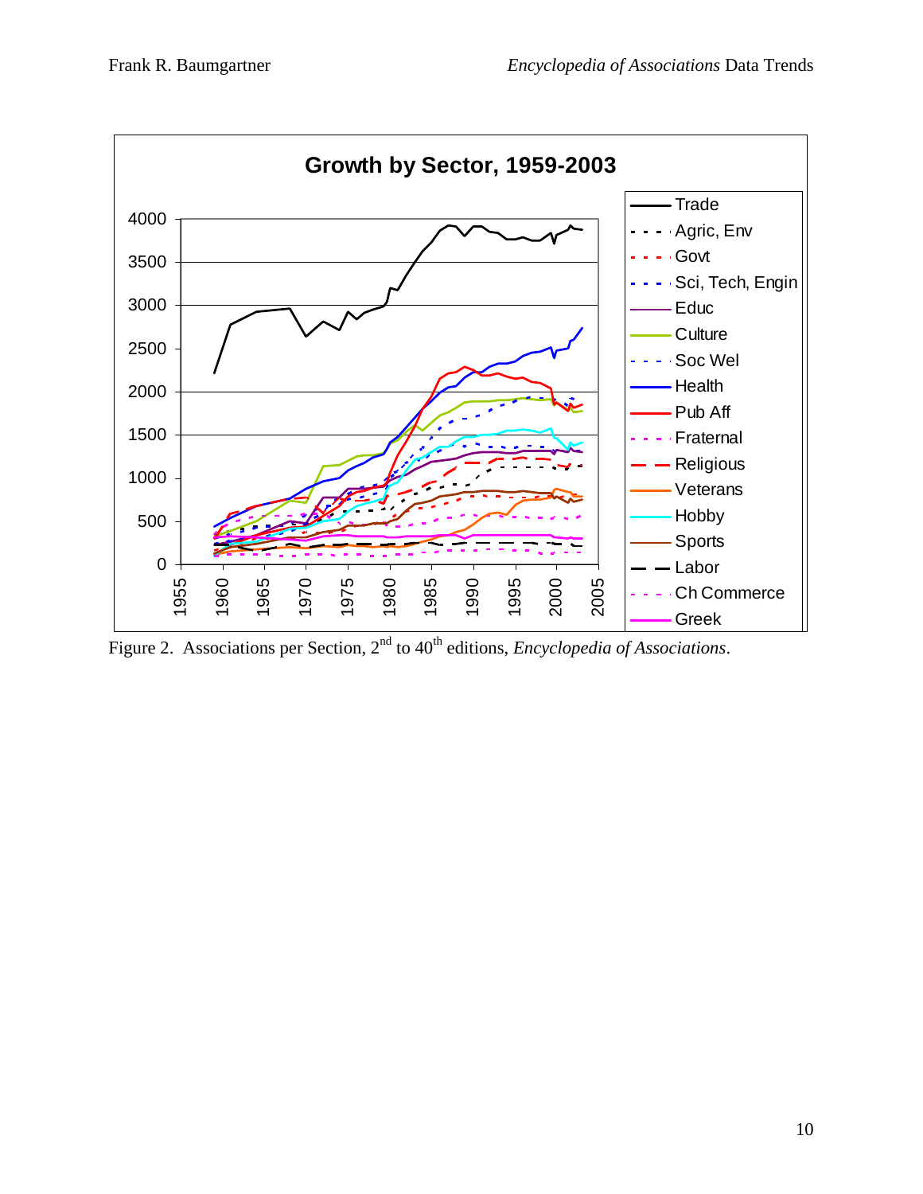Figure 2. Associations per Section, 2nd to 40th editions, *Encyclopedia of Associations*.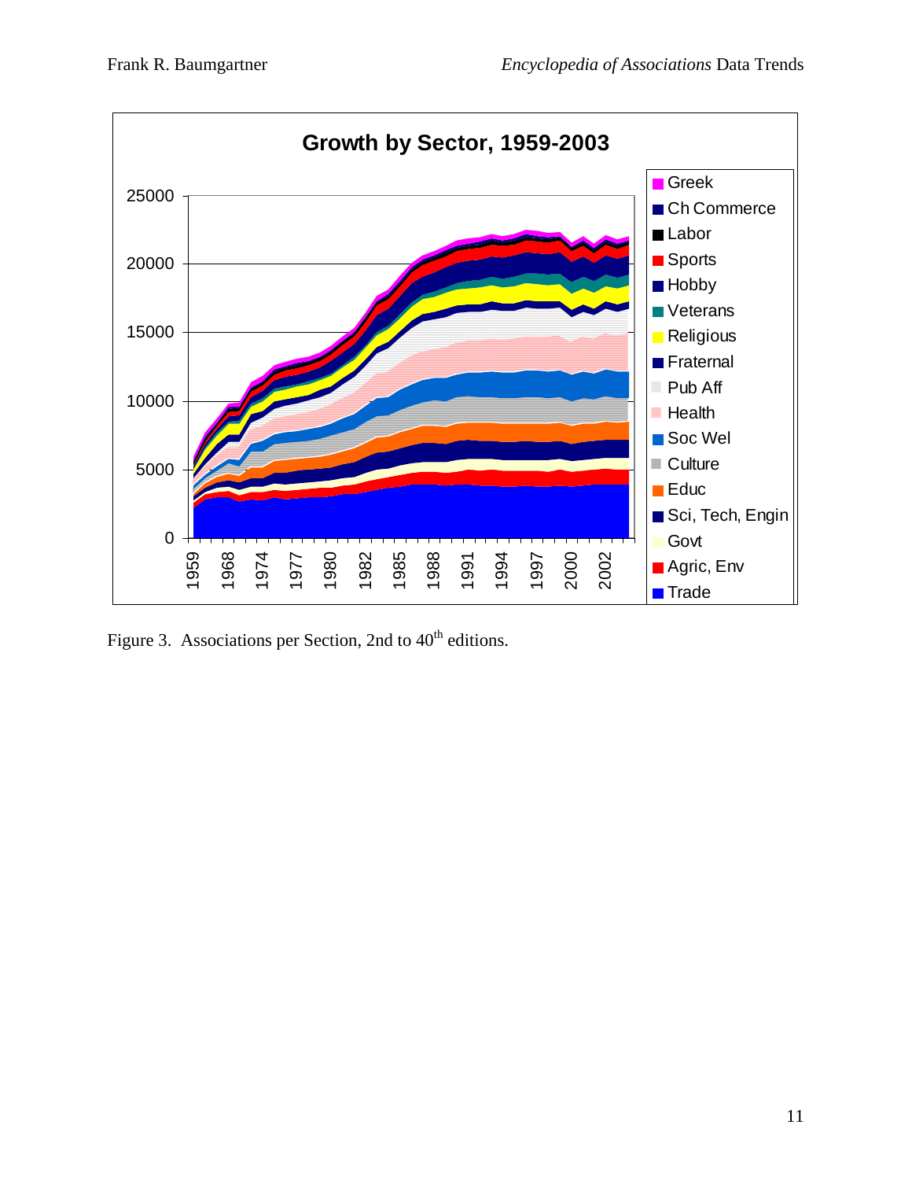Figure 3. Associations per Section, 2nd to 40th editions.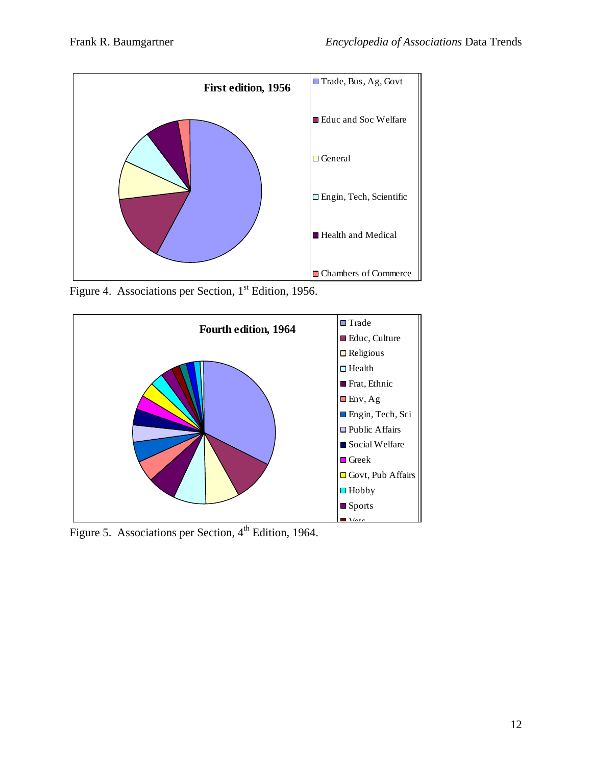**First edition, 1956**

- Trade, Bus, Ag, Govt
- Educ and Soc Welfare
- General
- Engin, Tech, Scientific
- Health and Medical
- Chambers of Commerce

Figure 4. Associations per Section, 1st Edition, 1956.

**Fourth edition, 1964**

- Trade
- Educ, Culture
- Religious
- Health
- Frat, Ethnic
- Env, Ag
- Engin, Tech, Sci
- Public Affairs
- Social Welfare
- Greek
- Govt, Pub Affairs
- Hobby
- Sports
- Vets

Figure 5. Associations per Section, 4th Edition, 1964.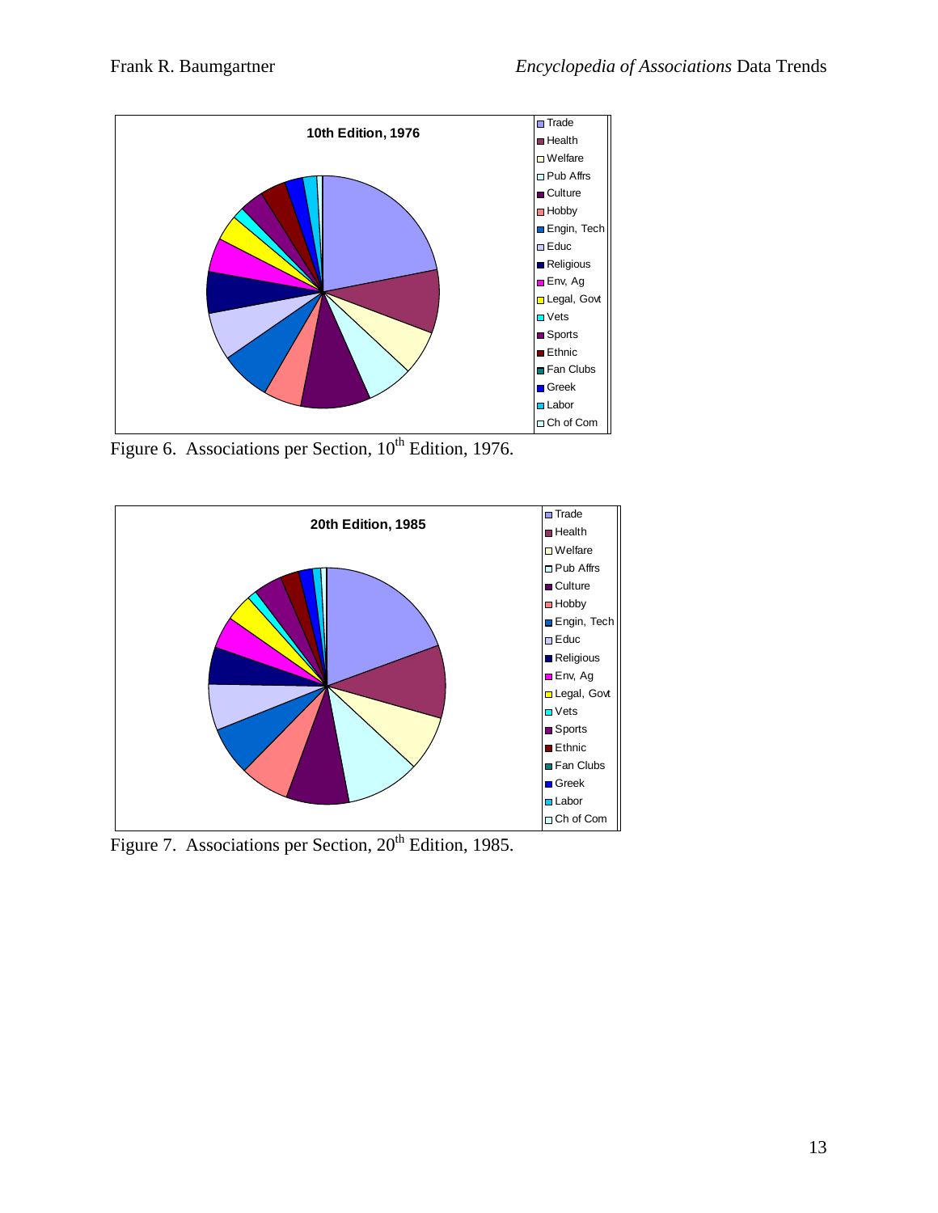Figure 6. Associations per Section, 10th Edition, 1976.

Figure 7. Associations per Section, 20th Edition, 1985.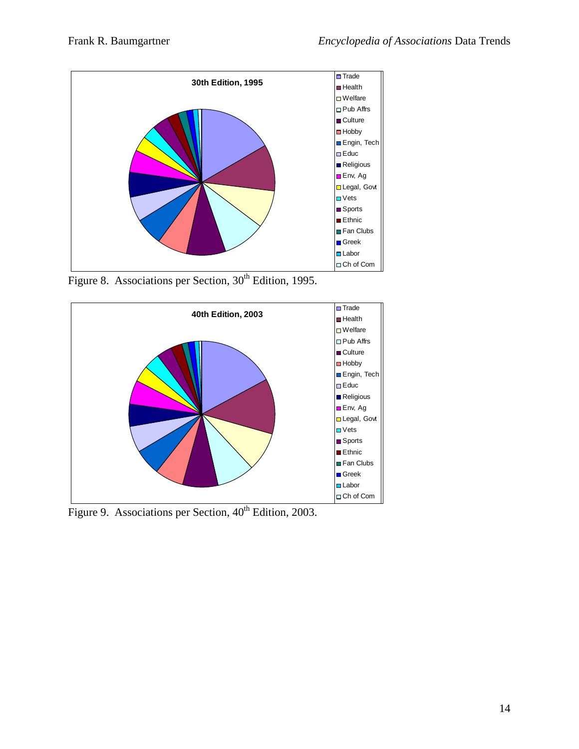Figure 8. Associations per Section, 30th Edition, 1995.

Figure 9. Associations per Section, 40th Edition, 2003.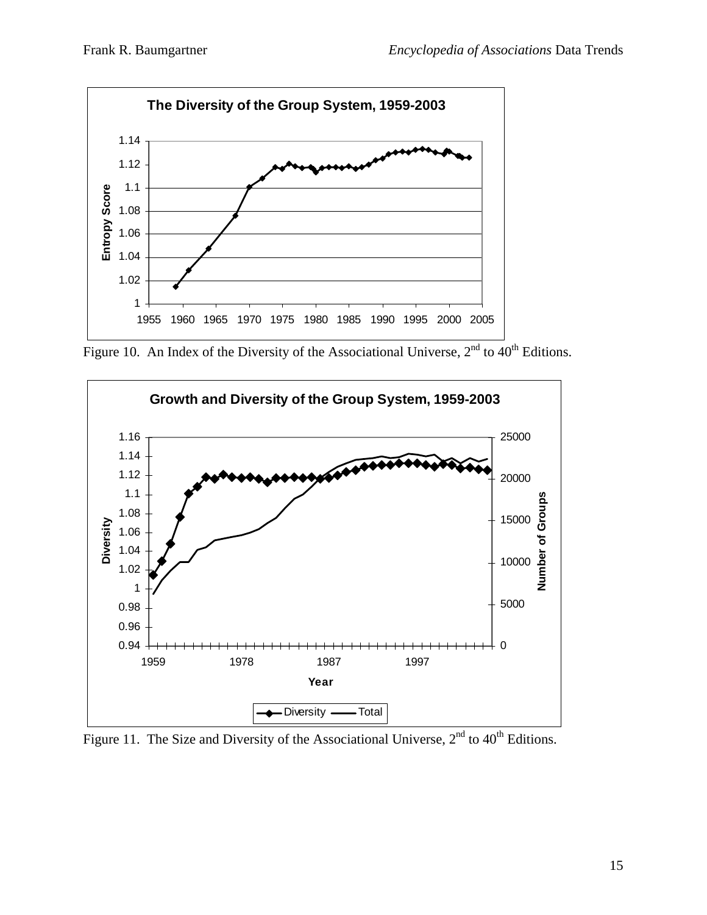The Diversity of the Group System, 1959-2003

Entropy Score

1.14
1.12
1.1
1.08
1.06
1.04
1.02
1

1955 1960 1965 1970 1975 1980 1985 1990 1995 2000 2005

Figure 10. An Index of the Diversity of the Associational Universe, 2nd to 40th Editions.

Growth and Diversity of the Group System, 1959-2003

Diversity

1.16
1.14
1.12
1.1
1.08
1.06
1.04
1.02
1
0.98
0.96
0.94

Number of Groups

25000
20000
15000
10000
5000
0

1959 1978 1987 1997

Year

Diversity
Total

Figure 11. The Size and Diversity of the Associational Universe, 2nd to 40th Editions.